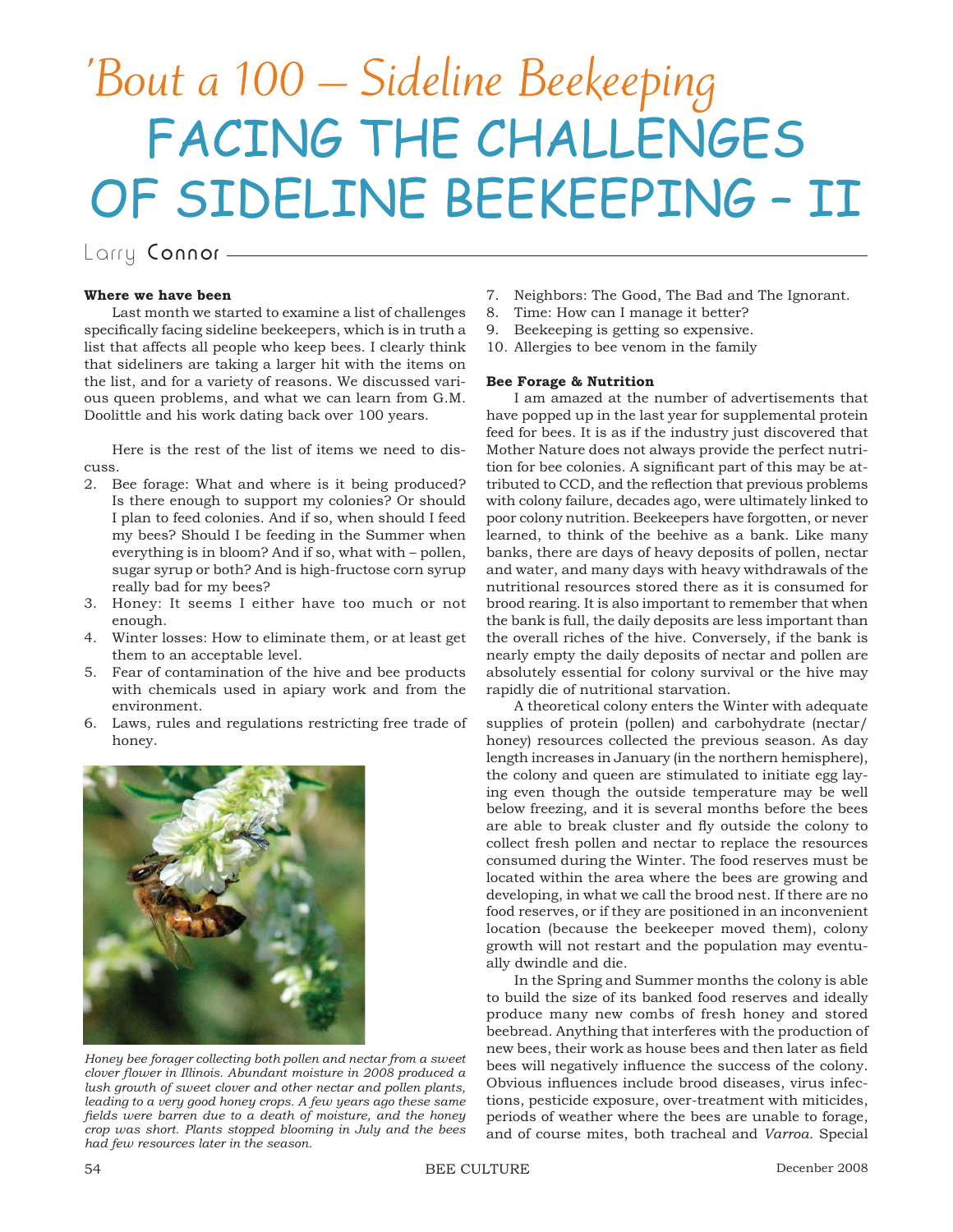# 'Bout a 100 – Sideline Beekeeping

# FACING THE CHALLENGES OF SIDELINE BEEKEEPING – II

Larry Connor

**Where we have been**

Last month we started to examine a list of challenges specifically facing sideline beekeepers, which is in truth a list that affects all people who keep bees. I clearly think that sideliners are taking a larger hit with the items on the list, and for a variety of reasons. We discussed various queen problems, and what we can learn from G.M. Doolittle and his work dating back over 100 years.

Here is the rest of the list of items we need to discuss.

2. Bee forage: What and where is it being produced? Is there enough to support my colonies? Or should I plan to feed colonies. And if so, when should I feed my bees? Should I be feeding in the Summer when everything is in bloom? And if so, what with – pollen, sugar syrup or both? And is high-fructose corn syrup really bad for my bees?
3. Honey: It seems I either have too much or not enough.
4. Winter losses: How to eliminate them, or at least get them to an acceptable level.
5. Fear of contamination of the hive and bee products with chemicals used in apiary work and from the environment.
6. Laws, rules and regulations restricting free trade of honey.
7. Neighbors: The Good, The Bad and The Ignorant.
8. Time: How can I manage it better?
9. Beekeeping is getting so expensive.
10. Allergies to bee venom in the family

*Honey bee forager collecting both pollen and nectar from a sweet clover flower in Illinois. Abundant moisture in 2008 produced a lush growth of sweet clover and other nectar and pollen plants, leading to a very good honey crops. A few years ago these same fields were barren due to a death of moisture, and the honey crop was short. Plants stopped blooming in July and the bees had few resources later in the season.*

**Bee Forage & Nutrition**

I am amazed at the number of advertisements that have popped up in the last year for supplemental protein feed for bees. It is as if the industry just discovered that Mother Nature does not always provide the perfect nutrition for bee colonies. A significant part of this may be attributed to CCD, and the reflection that previous problems with colony failure, decades ago, were ultimately linked to poor colony nutrition. Beekeepers have forgotten, or never learned, to think of the beehive as a bank. Like many banks, there are days of heavy deposits of pollen, nectar and water, and many days with heavy withdrawals of the nutritional resources stored there as it is consumed for brood rearing. It is also important to remember that when the bank is full, the daily deposits are less important than the overall riches of the hive. Conversely, if the bank is nearly empty the daily deposits of nectar and pollen are absolutely essential for colony survival or the hive may rapidly die of nutritional starvation.

A theoretical colony enters the Winter with adequate supplies of protein (pollen) and carbohydrate (nectar/honey) resources collected the previous season. As day length increases in January (in the northern hemisphere), the colony and queen are stimulated to initiate egg laying even though the outside temperature may be well below freezing, and it is several months before the bees are able to break cluster and fly outside the colony to collect fresh pollen and nectar to replace the resources consumed during the Winter. The food reserves must be located within the area where the bees are growing and developing, in what we call the brood nest. If there are no food reserves, or if they are positioned in an inconvenient location (because the beekeeper moved them), colony growth will not restart and the population may eventually dwindle and die.

In the Spring and Summer months the colony is able to build the size of its banked food reserves and ideally produce many new combs of fresh honey and stored beebread. Anything that interferes with the production of new bees, their work as house bees and then later as field bees will negatively influence the success of the colony. Obvious influences include brood diseases, virus infections, pesticide exposure, over-treatment with miticides, periods of weather where the bees are unable to forage, and of course mites, both tracheal and *Varroa*. Special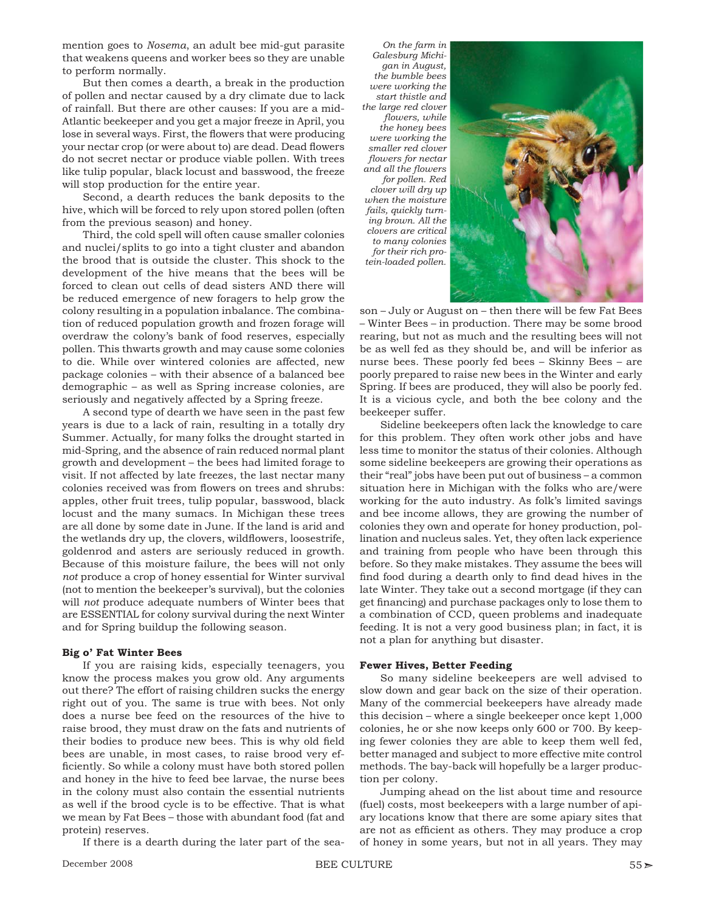mention goes to *Nosema*, an adult bee mid-gut parasite that weakens queens and worker bees so they are unable to perform normally.

But then comes a dearth, a break in the production of pollen and nectar caused by a dry climate due to lack of rainfall. But there are other causes: If you are a mid-Atlantic beekeeper and you get a major freeze in April, you lose in several ways. First, the flowers that were producing your nectar crop (or were about to) are dead. Dead flowers do not secret nectar or produce viable pollen. With trees like tulip popular, black locust and basswood, the freeze will stop production for the entire year.

Second, a dearth reduces the bank deposits to the hive, which will be forced to rely upon stored pollen (often from the previous season) and honey.

Third, the cold spell will often cause smaller colonies and nuclei/splits to go into a tight cluster and abandon the brood that is outside the cluster. This shock to the development of the hive means that the bees will be forced to clean out cells of dead sisters AND there will be reduced emergence of new foragers to help grow the colony resulting in a population inbalance. The combination of reduced population growth and frozen forage will overdraw the colony's bank of food reserves, especially pollen. This thwarts growth and may cause some colonies to die. While over wintered colonies are affected, new package colonies – with their absence of a balanced bee demographic – as well as Spring increase colonies, are seriously and negatively affected by a Spring freeze.

A second type of dearth we have seen in the past few years is due to a lack of rain, resulting in a totally dry Summer. Actually, for many folks the drought started in mid-Spring, and the absence of rain reduced normal plant growth and development – the bees had limited forage to visit. If not affected by late freezes, the last nectar many colonies received was from flowers on trees and shrubs: apples, other fruit trees, tulip popular, basswood, black locust and the many sumacs. In Michigan these trees are all done by some date in June. If the land is arid and the wetlands dry up, the clovers, wildflowers, loosestrife, goldenrod and asters are seriously reduced in growth. Because of this moisture failure, the bees will not only *not* produce a crop of honey essential for Winter survival (not to mention the beekeeper's survival), but the colonies will *not* produce adequate numbers of Winter bees that are ESSENTIAL for colony survival during the next Winter and for Spring buildup the following season.

### Big o' Fat Winter Bees

If you are raising kids, especially teenagers, you know the process makes you grow old. Any arguments out there? The effort of raising children sucks the energy right out of you. The same is true with bees. Not only does a nurse bee feed on the resources of the hive to raise brood, they must draw on the fats and nutrients of their bodies to produce new bees. This is why old field bees are unable, in most cases, to raise brood very efficiently. So while a colony must have both stored pollen and honey in the hive to feed bee larvae, the nurse bees in the colony must also contain the essential nutrients as well if the brood cycle is to be effective. That is what we mean by Fat Bees – those with abundant food (fat and protein) reserves.

If there is a dearth during the later part of the season – July or August on – then there will be few Fat Bees – Winter Bees – in production. There may be some brood rearing, but not as much and the resulting bees will not be as well fed as they should be, and will be inferior as nurse bees. These poorly fed bees – Skinny Bees – are poorly prepared to raise new bees in the Winter and early Spring. If bees are produced, they will also be poorly fed. It is a vicious cycle, and both the bee colony and the beekeeper suffer.

*On the farm in Galesburg Michigan in August, the bumble bees were working the start thistle and the large red clover flowers, while the honey bees were working the smaller red clover flowers for nectar and all the flowers for pollen. Red clover will dry up when the moisture fails, quickly turning brown. All the clovers are critical to many colonies for their rich protein-loaded pollen.*

Sideline beekeepers often lack the knowledge to care for this problem. They often work other jobs and have less time to monitor the status of their colonies. Although some sideline beekeepers are growing their operations as their "real" jobs have been put out of business – a common situation here in Michigan with the folks who are/were working for the auto industry. As folk's limited savings and bee income allows, they are growing the number of colonies they own and operate for honey production, pollination and nucleus sales. Yet, they often lack experience and training from people who have been through this before. So they make mistakes. They assume the bees will find food during a dearth only to find dead hives in the late Winter. They take out a second mortgage (if they can get financing) and purchase packages only to lose them to a combination of CCD, queen problems and inadequate feeding. It is not a very good business plan; in fact, it is not a plan for anything but disaster.

### Fewer Hives, Better Feeding

So many sideline beekeepers are well advised to slow down and gear back on the size of their operation. Many of the commercial beekeepers have already made this decision – where a single beekeeper once kept 1,000 colonies, he or she now keeps only 600 or 700. By keeping fewer colonies they are able to keep them well fed, better managed and subject to more effective mite control methods. The bay-back will hopefully be a larger production per colony.

Jumping ahead on the list about time and resource (fuel) costs, most beekeepers with a large number of apiary locations know that there are some apiary sites that are not as efficient as others. They may produce a crop of honey in some years, but not in all years. They may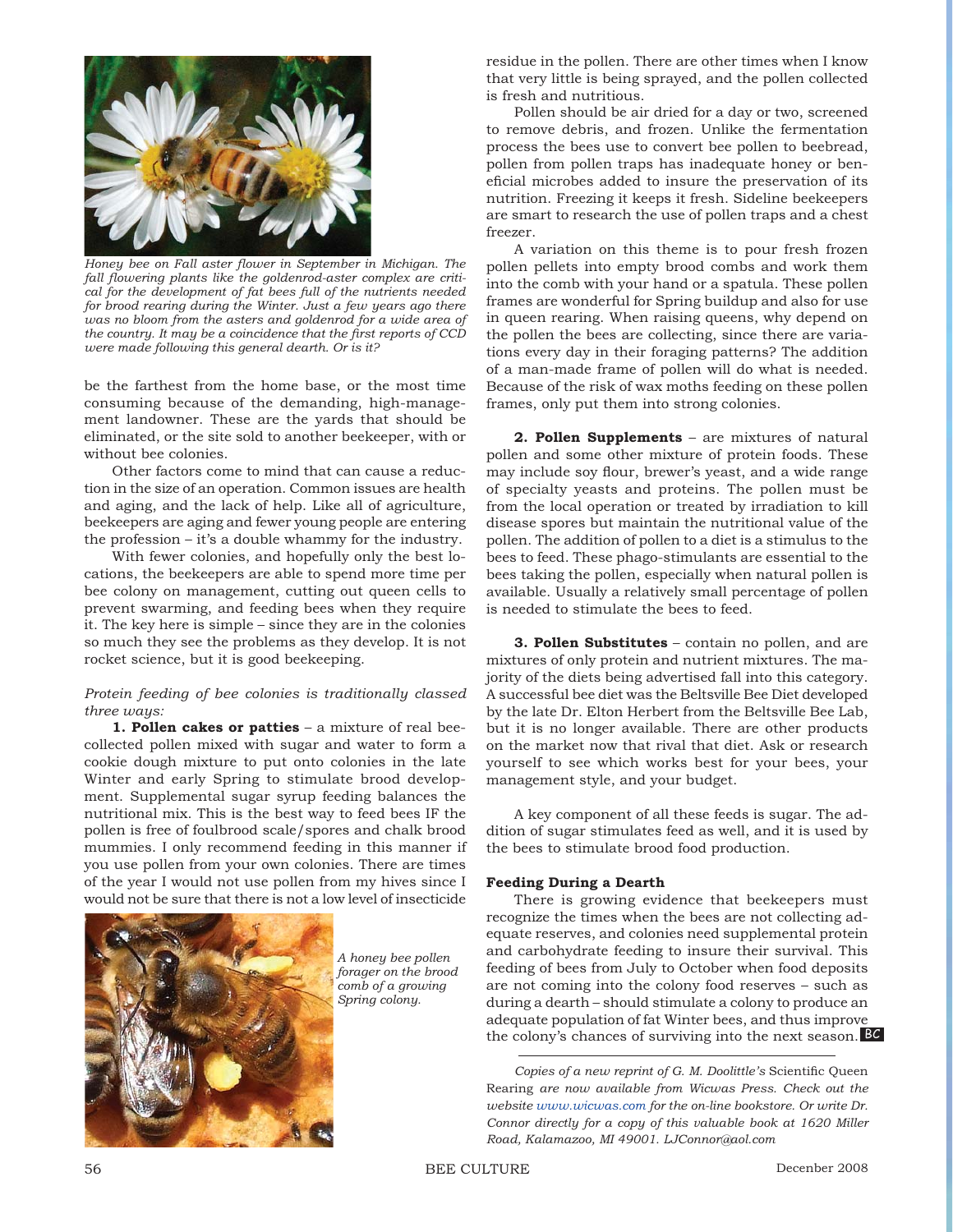*Honey bee on Fall aster flower in September in Michigan. The fall flowering plants like the goldenrod-aster complex are critical for the development of fat bees full of the nutrients needed for brood rearing during the Winter. Just a few years ago there was no bloom from the asters and goldenrod for a wide area of the country. It may be a coincidence that the first reports of CCD were made following this general dearth. Or is it?*

be the farthest from the home base, or the most time consuming because of the demanding, high-management landowner. These are the yards that should be eliminated, or the site sold to another beekeeper, with or without bee colonies.

Other factors come to mind that can cause a reduction in the size of an operation. Common issues are health and aging, and the lack of help. Like all of agriculture, beekeepers are aging and fewer young people are entering the profession – it's a double whammy for the industry.

With fewer colonies, and hopefully only the best locations, the beekeepers are able to spend more time per bee colony on management, cutting out queen cells to prevent swarming, and feeding bees when they require it. The key here is simple – since they are in the colonies so much they see the problems as they develop. It is not rocket science, but it is good beekeeping.

*Protein feeding of bee colonies is traditionally classed three ways:*

**1. Pollen cakes or patties** – a mixture of real bee-collected pollen mixed with sugar and water to form a cookie dough mixture to put onto colonies in the late Winter and early Spring to stimulate brood development. Supplemental sugar syrup feeding balances the nutritional mix. This is the best way to feed bees IF the pollen is free of foulbrood scale/spores and chalk brood mummies. I only recommend feeding in this manner if you use pollen from your own colonies. There are times of the year I would not use pollen from my hives since I would not be sure that there is not a low level of insecticide residue in the pollen. There are other times when I know that very little is being sprayed, and the pollen collected is fresh and nutritious.

*A honey bee pollen forager on the brood comb of a growing Spring colony.*

Pollen should be air dried for a day or two, screened to remove debris, and frozen. Unlike the fermentation process the bees use to convert bee pollen to beebread, pollen from pollen traps has inadequate honey or beneficial microbes added to insure the preservation of its nutrition. Freezing it keeps it fresh. Sideline beekeepers are smart to research the use of pollen traps and a chest freezer.

A variation on this theme is to pour fresh frozen pollen pellets into empty brood combs and work them into the comb with your hand or a spatula. These pollen frames are wonderful for Spring buildup and also for use in queen rearing. When raising queens, why depend on the pollen the bees are collecting, since there are variations every day in their foraging patterns? The addition of a man-made frame of pollen will do what is needed. Because of the risk of wax moths feeding on these pollen frames, only put them into strong colonies.

**2. Pollen Supplements** – are mixtures of natural pollen and some other mixture of protein foods. These may include soy flour, brewer's yeast, and a wide range of specialty yeasts and proteins. The pollen must be from the local operation or treated by irradiation to kill disease spores but maintain the nutritional value of the pollen. The addition of pollen to a diet is a stimulus to the bees to feed. These phago-stimulants are essential to the bees taking the pollen, especially when natural pollen is available. Usually a relatively small percentage of pollen is needed to stimulate the bees to feed.

**3. Pollen Substitutes** – contain no pollen, and are mixtures of only protein and nutrient mixtures. The majority of the diets being advertised fall into this category. A successful bee diet was the Beltsville Bee Diet developed by the late Dr. Elton Herbert from the Beltsville Bee Lab, but it is no longer available. There are other products on the market now that rival that diet. Ask or research yourself to see which works best for your bees, your management style, and your budget.

A key component of all these feeds is sugar. The addition of sugar stimulates feed as well, and it is used by the bees to stimulate brood food production.

**Feeding During a Dearth**

There is growing evidence that beekeepers must recognize the times when the bees are not collecting adequate reserves, and colonies need supplemental protein and carbohydrate feeding to insure their survival. This feeding of bees from July to October when food deposits are not coming into the colony food reserves – such as during a dearth – should stimulate a colony to produce an adequate population of fat Winter bees, and thus improve the colony's chances of surviving into the next season. **BC**

---

*Copies of a new reprint of G. M. Doolittle's* Scientific Queen Rearing *are now available from Wicwas Press. Check out the website www.wicwas.com for the on-line bookstore. Or write Dr. Connor directly for a copy of this valuable book at 1620 Miller Road, Kalamazoo, MI 49001. LJConnor@aol.com*